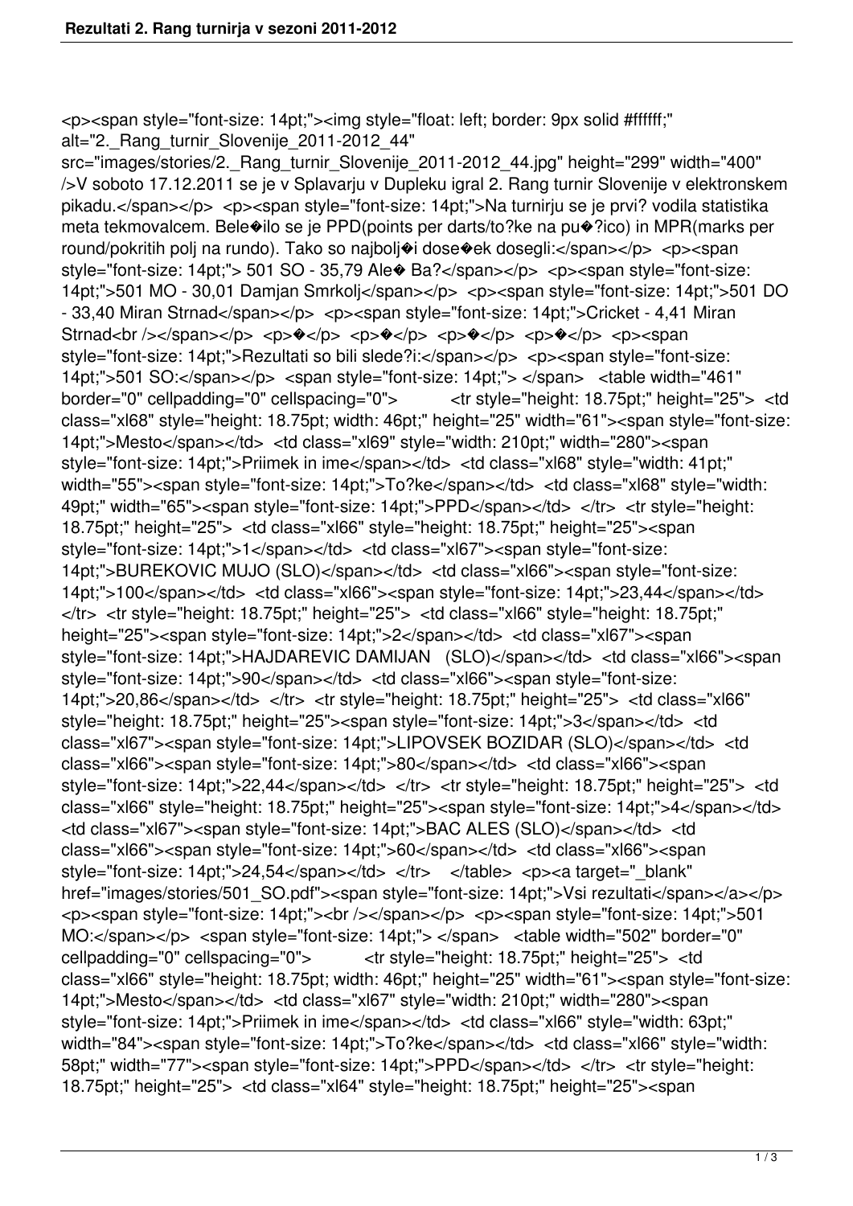<p><span style="font-size: 14pt;"><img style="float: left; border: 9px solid #ffffff;" alt="2._Rang_turnir_Slovenije_2011-2012_44" src="images/stories/2._Rang_turnir_Slovenije_2011-2012_44.jpg" height="299" width="400" />V soboto 17.12.2011 se je v Splavarju v Dupleku igral 2. Rang turnir Slovenije v elektronskem pikadu.</span></p> <p><span style="font-size: 14pt;">Na turnirju se je prvi? vodila statistika meta tekmovalcem. Bele�ilo se je PPD(points per darts/to?ke na pu�?ico) in MPR(marks per round/pokritih polj na rundo). Tako so najbolj�i dose�ek dosegli:</span></p> <p><span style="font-size: 14pt;"> 501 SO - 35,79 Ale� Ba?</span></p> <p><span style="font-size: 14pt;">501 MO - 30,01 Damjan Smrkolj</span></p> <p><span style="font-size: 14pt;">501 DO - 33,40 Miran Strnad</span></p> <p><span style="font-size: 14pt;">Cricket - 4,41 Miran Strnad<br /></span></p> <p>�</p> <p>�</p> <p>�</p> <p>�</p> <p><span style="font-size: 14pt;">Rezultati so bili slede?i:</span></p> <p><span style="font-size: 14pt;">501 SO:</span></p> <span style="font-size: 14pt;"> </span> <table width="461" border="0" cellpadding="0" cellspacing="0"> <tr style="height: 18.75pt;" height="25"> <td class="xl68" style="height: 18.75pt; width: 46pt;" height="25" width="61"><span style="font-size: 14pt;">Mesto</span></td> <td class="xl69" style="width: 210pt;" width="280"><span style="font-size: 14pt;">Priimek in ime</span></td> <td class="xl68" style="width: 41pt;" width="55"><span style="font-size: 14pt;">To?ke</span></td> <td class="xl68" style="width: 49pt;" width="65"><span style="font-size: 14pt;">PPD</span></td> </tr> <tr style="height: 18.75pt;" height="25"> <td class="xl66" style="height: 18.75pt;" height="25"><span style="font-size: 14pt;">1</span></td> <td class="xl67"><span style="font-size: 14pt;">BUREKOVIC MUJO (SLO)</span></td> <td class="xl66"><span style="font-size: 14pt;">100</span></td> <td class="xl66"><span style="font-size: 14pt;">23,44</span></td> </tr> <tr style="height: 18.75pt;" height="25"> <td class="xl66" style="height: 18.75pt;" height="25"><span style="font-size: 14pt;">2</span></td> <td class="xl67"><span style="font-size: 14pt;">HAJDAREVIC DAMIJAN (SLO)</span></td> <td class="xl66"><span style="font-size: 14pt;">90</span></td> <td class="xl66"><span style="font-size: 14pt;">20,86</span></td> </tr> <tr style="height: 18.75pt;" height="25"> <td class="xl66" style="height: 18.75pt;" height="25"><span style="font-size: 14pt;">3</span></td> <td class="xl67"><span style="font-size: 14pt;">LIPOVSEK BOZIDAR (SLO)</span></td> <td class="xl66"><span style="font-size: 14pt;">80</span></td> <td class="xl66"><span style="font-size: 14pt;">22,44</span></td> </tr> <tr style="height: 18.75pt;" height="25"> <td class="xl66" style="height: 18.75pt;" height="25"><span style="font-size: 14pt;">4</span></td> <td class="xl67"><span style="font-size: 14pt;">BAC ALES (SLO)</span></td> <td class="xl66"><span style="font-size: 14pt;">60</span></td> <td class="xl66"><span style="font-size: 14pt;">24,54</span></td> </tr> </table> <p><a target="_blank" href="images/stories/501_SO.pdf"><span style="font-size: 14pt;">Vsi rezultati</span></a></p> <p><span style="font-size: 14pt;"><br /></span></p> <p><span style="font-size: 14pt;">501 MO:</span></p> <span style="font-size: 14pt;"> </span> <table width="502" border="0" cellpadding="0" cellspacing="0"> <tr style="height: 18.75pt;" height="25"> <td class="xl66" style="height: 18.75pt; width: 46pt;" height="25" width="61"><span style="font-size: 14pt;">Mesto</span></td> <td class="xl67" style="width: 210pt;" width="280"><span style="font-size: 14pt;">Priimek in ime</span></td> <td class="xl66" style="width: 63pt;" width="84"><span style="font-size: 14pt;">To?ke</span></td> <td class="xl66" style="width: 58pt;" width="77"><span style="font-size: 14pt;">PPD</span></td> </tr> <tr style="height: 18.75pt;" height="25"> <td class="xl64" style="height: 18.75pt;" height="25"><span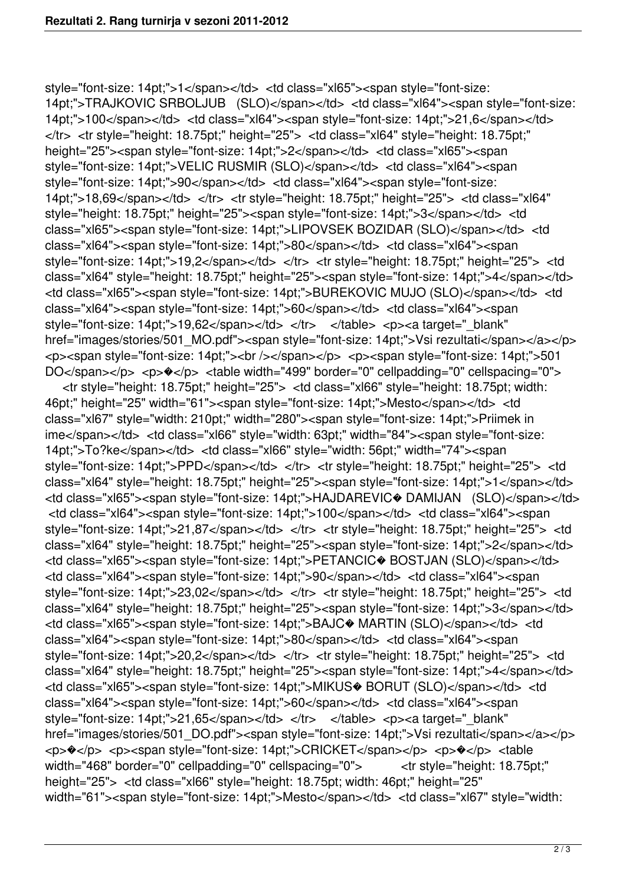style="font-size: 14pt;">1</span></td>  <td class="xl65"><span style="font-size: 14pt;">TRAJKOVIC SRBOLJUB   (SLO)</span></td>  <td class="xl64"><span style="font-size: 14pt;">100</span></td>  <td class="xl64"><span style="font-size: 14pt;">21,6</span></td>  </tr>  <tr style="height: 18.75pt;" height="25">  <td class="xl64" style="height: 18.75pt;" height="25"><span style="font-size: 14pt;">2</span></td>  <td class="xl65"><span style="font-size: 14pt;">VELIC RUSMIR (SLO)</span></td>  <td class="xl64"><span style="font-size: 14pt;">90</span></td>  <td class="xl64"><span style="font-size: 14pt;">18,69</span></td>  </tr>  <tr style="height: 18.75pt;" height="25">  <td class="xl64" style="height: 18.75pt;" height="25"><span style="font-size: 14pt;">3</span></td>  <td class="xl65"><span style="font-size: 14pt;">LIPOVSEK BOZIDAR (SLO)</span></td>  <td class="xl64"><span style="font-size: 14pt;">80</span></td>  <td class="xl64"><span style="font-size: 14pt;">19,2</span></td>  </tr>  <tr style="height: 18.75pt;" height="25">  <td class="xl64" style="height: 18.75pt;" height="25"><span style="font-size: 14pt;">4</span></td>  <td class="xl65"><span style="font-size: 14pt;">BUREKOVIC MUJO (SLO)</span></td>  <td class="xl64"><span style="font-size: 14pt;">60</span></td>  <td class="xl64"><span style="font-size: 14pt;">19,62</span></td>  </tr>   </table>  <p><a target="_blank" href="images/stories/501_MO.pdf"><span style="font-size: 14pt;">Vsi rezultati</span></a></p>  <p><span style="font-size: 14pt;"><br /></span></p>  <p><span style="font-size: 14pt;">501 DO</span></p>  <p>�</p>  <table width="499" border="0" cellpadding="0" cellspacing="0">     <tr style="height: 18.75pt;" height="25">  <td class="xl66" style="height: 18.75pt; width: 46pt;" height="25" width="61"><span style="font-size: 14pt;">Mesto</span></td>  <td class="xl67" style="width: 210pt;" width="280"><span style="font-size: 14pt;">Priimek in ime</span></td>  <td class="xl66" style="width: 63pt;" width="84"><span style="font-size: 14pt;">To?ke</span></td>  <td class="xl66" style="width: 56pt;" width="74"><span style="font-size: 14pt;">PPD</span></td>  </tr>  <tr style="height: 18.75pt;" height="25">  <td class="xl64" style="height: 18.75pt;" height="25"><span style="font-size: 14pt;">1</span></td>  <td class="xl65"><span style="font-size: 14pt;">HAJDAREVIC� DAMIJAN   (SLO)</span></td>  <td class="xl64"><span style="font-size: 14pt;">100</span></td>  <td class="xl64"><span style="font-size: 14pt;">21,87</span></td>  </tr>  <tr style="height: 18.75pt;" height="25">  <td class="xl64" style="height: 18.75pt;" height="25"><span style="font-size: 14pt;">2</span></td>  <td class="xl65"><span style="font-size: 14pt;">PETANCIC� BOSTJAN (SLO)</span></td>  <td class="xl64"><span style="font-size: 14pt;">90</span></td>  <td class="xl64"><span style="font-size: 14pt;">23,02</span></td>  </tr>  <tr style="height: 18.75pt;" height="25">  <td class="xl64" style="height: 18.75pt;" height="25"><span style="font-size: 14pt;">3</span></td>  <td class="xl65"><span style="font-size: 14pt;">BAJC� MARTIN (SLO)</span></td>  <td class="xl64"><span style="font-size: 14pt;">80</span></td>  <td class="xl64"><span style="font-size: 14pt;">20,2</span></td>  </tr>  <tr style="height: 18.75pt;" height="25">  <td class="xl64" style="height: 18.75pt;" height="25"><span style="font-size: 14pt;">4</span></td>  <td class="xl65"><span style="font-size: 14pt;">MIKUS� BORUT (SLO)</span></td>  <td class="xl64"><span style="font-size: 14pt;">60</span></td>  <td class="xl64"><span style="font-size: 14pt;">21,65</span></td>  </tr>   </table>  <p><a target="_blank" href="images/stories/501_DO.pdf"><span style="font-size: 14pt;">Vsi rezultati</span></a></p>  <p>�</p>  <p><span style="font-size: 14pt;">CRICKET</span></p>  <p>�</p>  <table width="468" border="0" cellpadding="0" cellspacing="0">          <tr style="height: 18.75pt;" height="25">  <td class="xl66" style="height: 18.75pt; width: 46pt;" height="25" width="61"><span style="font-size: 14pt;">Mesto</span></td>  <td class="xl67" style="width: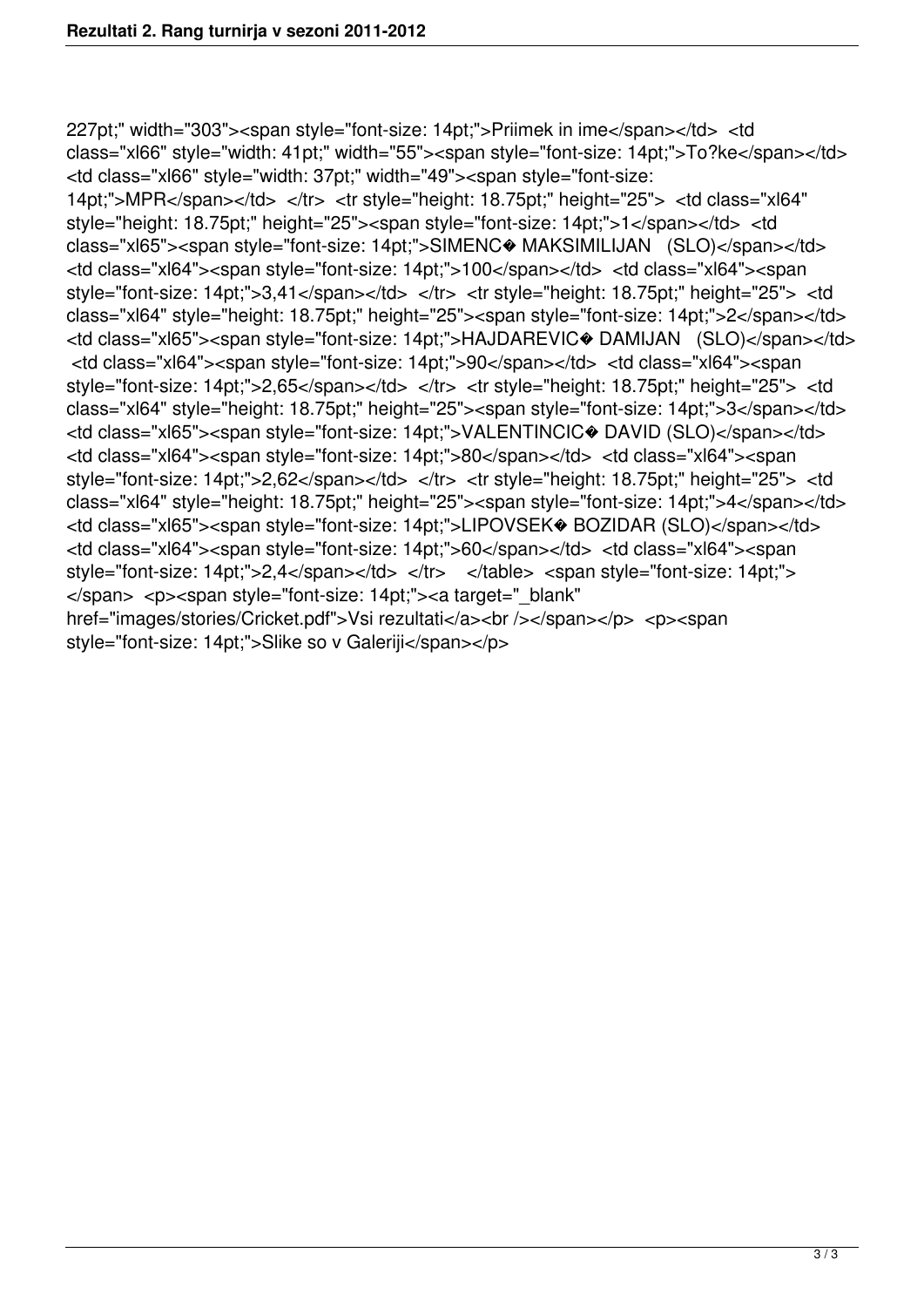227pt;" width="303"><span style="font-size: 14pt;">Priimek in ime</span></td> <td class="xl66" style="width: 41pt;" width="55"><span style="font-size: 14pt;">To?ke</span></td> <td class="xl66" style="width: 37pt;" width="49"><span style="font-size: 14pt;">MPR</span></td> </tr> <tr style="height: 18.75pt;" height="25"> <td class="xl64" style="height: 18.75pt;" height="25"><span style="font-size: 14pt;">1</span></td> <td class="xl65"><span style="font-size: 14pt;">SIMENC� MAKSIMILIJAN (SLO)</span></td> <td class="xl64"><span style="font-size: 14pt;">100</span></td> <td class="xl64"><span style="font-size: 14pt;">3,41</span></td> </tr> <tr style="height: 18.75pt;" height="25"> <td class="xl64" style="height: 18.75pt;" height="25"><span style="font-size: 14pt;">2</span></td> <td class="xl65"><span style="font-size: 14pt;">HAJDAREVIC� DAMIJAN (SLO)</span></td> <td class="xl64"><span style="font-size: 14pt;">90</span></td> <td class="xl64"><span style="font-size: 14pt;">2,65</span></td> </tr> <tr style="height: 18.75pt;" height="25"> <td class="xl64" style="height: 18.75pt;" height="25"><span style="font-size: 14pt;">3</span></td> <td class="xl65"><span style="font-size: 14pt;">VALENTINCIC� DAVID (SLO)</span></td> <td class="xl64"><span style="font-size: 14pt;">80</span></td> <td class="xl64"><span style="font-size: 14pt;">2,62</span></td> </tr> <tr style="height: 18.75pt;" height="25"> <td class="xl64" style="height: 18.75pt;" height="25"><span style="font-size: 14pt;">4</span></td> <td class="xl65"><span style="font-size: 14pt;">LIPOVSEK� BOZIDAR (SLO)</span></td> <td class="xl64"><span style="font-size: 14pt;">60</span></td> <td class="xl64"><span style="font-size: 14pt;">2,4</span></td> </tr> </table> <span style="font-size: 14pt;"> </span> <p><span style="font-size: 14pt;"><a target="_blank" href="images/stories/Cricket.pdf">Vsi rezultati</a><br /></span></p> <p><span style="font-size: 14pt;">Slike so v Galeriji</span></p>